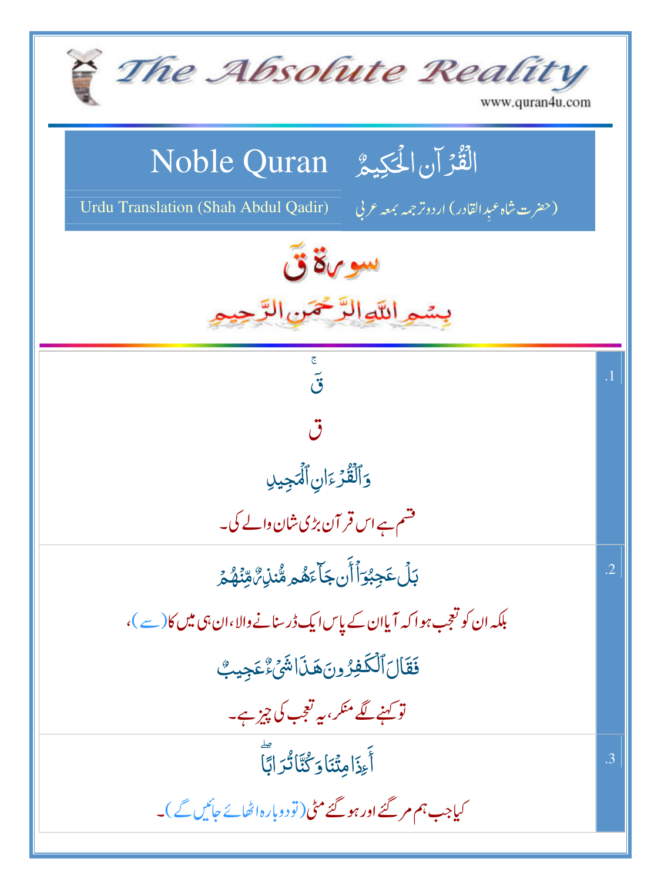# The Absolute Reality

www.quran4u.com

## Noble Quran — القُرآن الحَكِيمُ

Urdu Translation (Shah Abdul Qadir) — (حضرت شاہ عبدالقادر) اردو ترجمہ بمعہ عربی

## سورة ق

بِسْمِ اللَّهِ الرَّحْمَنِ الرَّحِيمِ

| | |
|---|---|
| .1 | قٓ ج<br>ق<br>وَٱلۡقُرۡءَانِ ٱلۡمَجِيدِ<br>قسم ہے اس قرآن بڑی شان والے کی۔ |
| .2 | بَلۡ عَجِبُوٓاْ أَن جَآءَهُم مُّنذِرٞ مِّنۡهُمۡ<br>بلکہ ان کو تعجب ہوا کہ آیا ان کے پاس ایک ڈر سنانے والا، ان ہی میں کا (سے)،<br>فَقَالَ ٱلۡكَٰفِرُونَ هَٰذَا شَيۡءٌ عَجِيبٌ<br>تو کہنے لگے منکر، یہ تعجب کی چیز ہے۔ |
| .3 | أَءِذَا مِتۡنَا وَكُنَّا تُرَابٗاۖ<br>کیا جب ہم مر گئے اور ہو گئے مٹی (تو دوبارہ اٹھائے جائیں گے)۔ |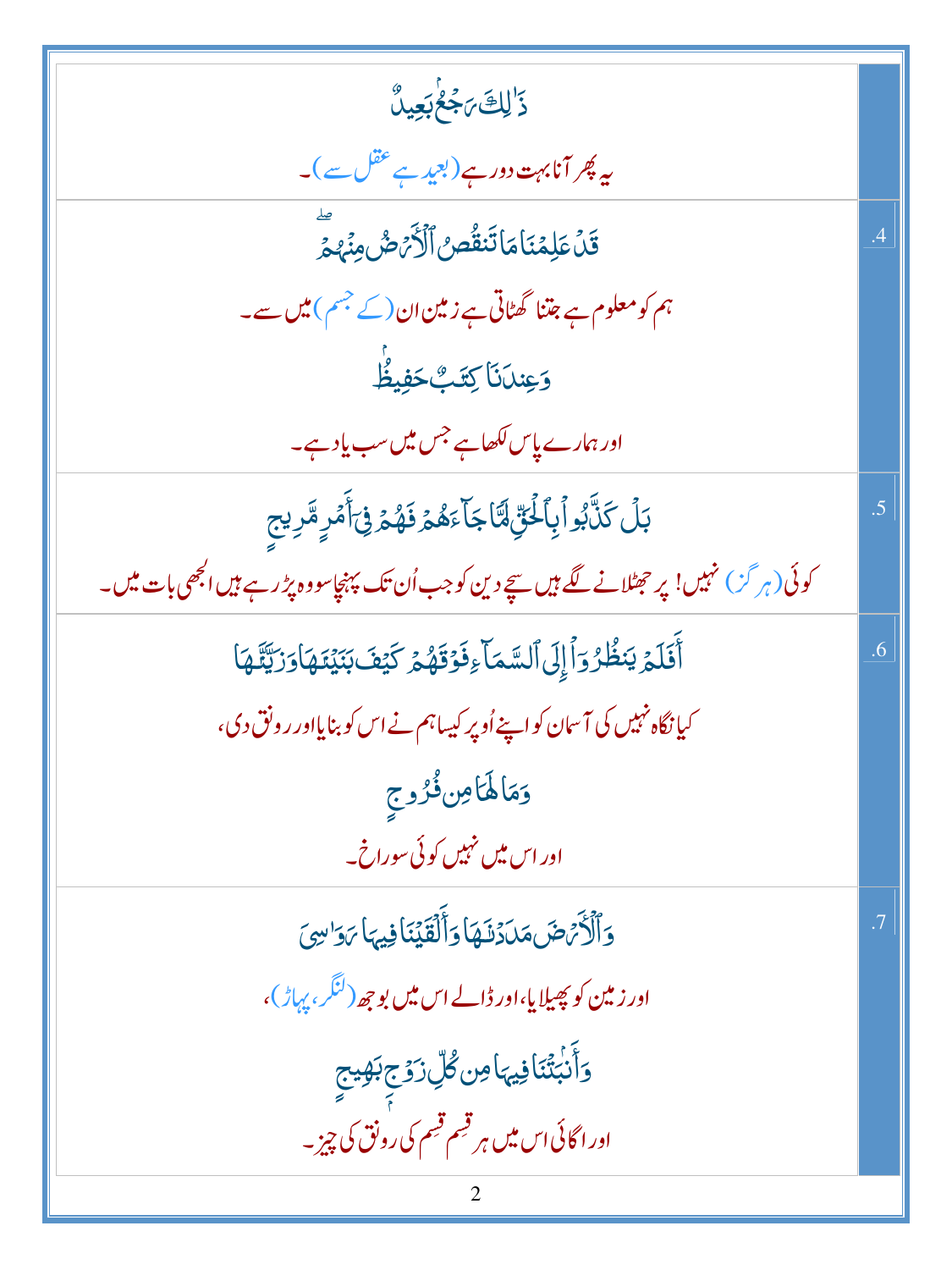| | |
|---|---|
| ذَٰلِكَ رَجْعٌ بَعِيدٌ<br>یہ پھر آنا بہت دور ہے (بعید ہے عقل سے)۔ | |
| قَدْ عَلِمْنَا مَا تَنقُصُ الْأَرْضُ مِنْهُمْ ۖ<br>ہم کو معلوم ہے جتنا گھٹاتی ہے زمین ان (کے جسم) میں سے۔<br>وَعِندَنَا كِتَابٌ حَفِيظٌ<br>اور ہمارے پاس لکھا ہے جس میں سب یاد ہے۔ | .4 |
| بَلْ كَذَّبُوا بِالْحَقِّ لَمَّا جَاءَهُمْ فَهُمْ فِي أَمْرٍ مَّرِيجٍ<br>کوئی (ہرگز) نہیں! پر جھٹلانے لگے ہیں سچے دین کو جب اُن تک پہنچا سو وہ پڑ رہے ہیں الجھی بات میں۔ | .5 |
| أَفَلَمْ يَنظُرُوا إِلَى السَّمَاءِ فَوْقَهُمْ كَيْفَ بَنَيْنَاهَا وَزَيَّنَّاهَا<br>کیا نگاہ نہیں کی آسمان کو اپنے اُوپر کیسا ہم نے اس کو بنایا اور رونق دی،<br>وَمَا لَهَا مِن فُرُوجٍ<br>اور اس میں نہیں کوئی سوراخ۔ | .6 |
| وَالْأَرْضَ مَدَدْنَاهَا وَأَلْقَيْنَا فِيهَا رَوَاسِيَ<br>اور زمین کو پھیلایا، اور ڈالے اس میں بوجھ (لنگر، پہاڑ)،<br>وَأَنبَتْنَا فِيهَا مِن كُلِّ زَوْجٍ بَهِيجٍ<br>اور اگائی اس میں ہر قِسم قِسم کی رونق کی چیز۔ | .7 |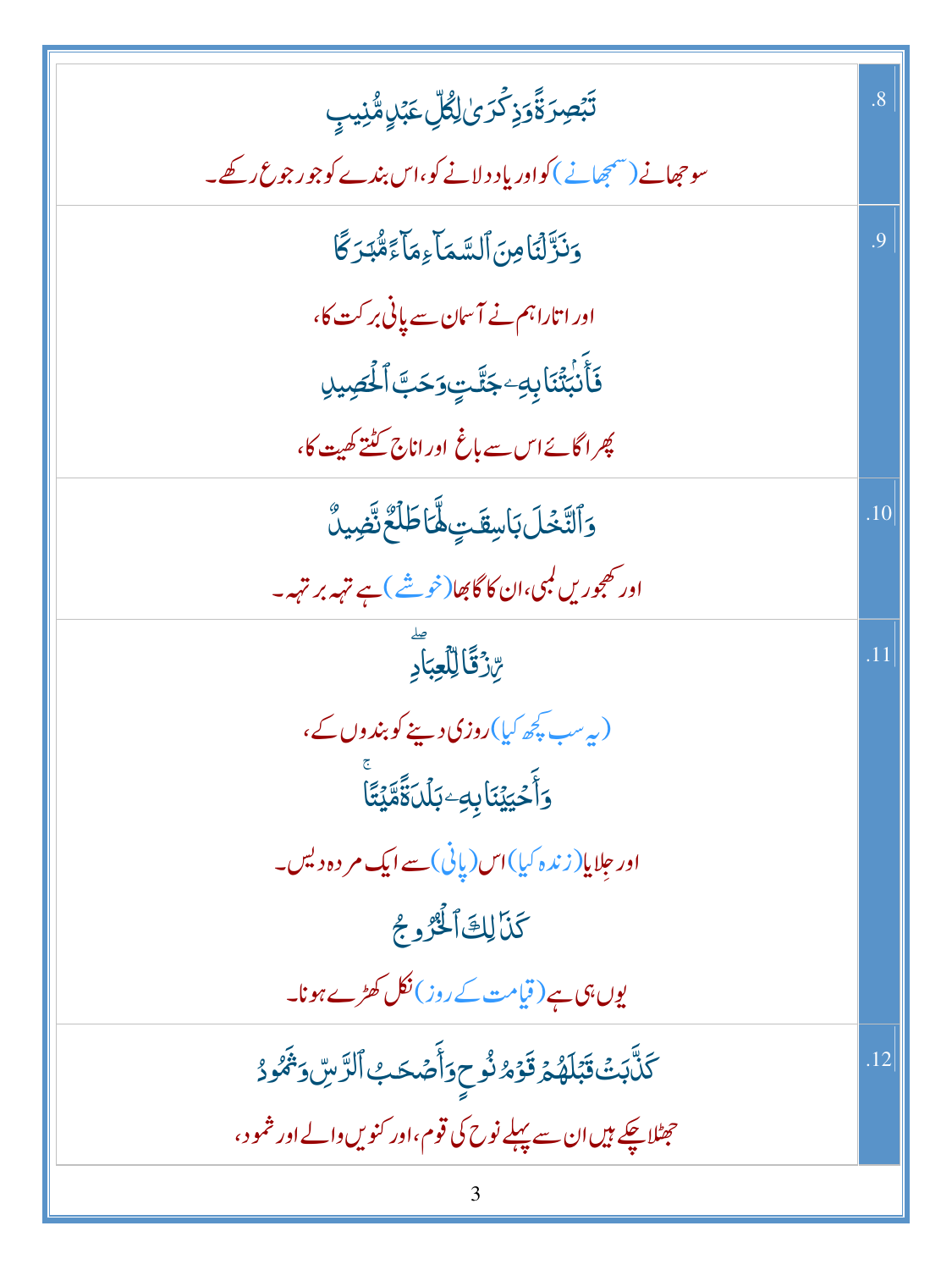| | |
|---|---|
| تَبۡصِرَةً وَذِكۡرَىٰ لِكُلِّ عَبۡدٖ مُّنِيبٖ<br>سوجھانے (سمجھانے) کو اور یاد دلانے کو، اس بندے کو جو رجوع رکھے۔ | .8 |
| وَنَزَّلۡنَا مِنَ ٱلسَّمَآءِ مَآءٗ مُّبَٰرَكٗا<br>اور اتارا ہم نے آسمان سے پانی برکت کا،<br>فَأَنۢبَتۡنَا بِهِۦ جَنَّٰتٖ وَحَبَّ ٱلۡحَصِيدِ<br>پھر اگائے اس سے باغ اور اناج کٹتے کھیت کا، | .9 |
| وَٱلنَّخۡلَ بَاسِقَٰتٖ لَّهَا طَلۡعٞ نَّضِيدٞ<br>اور کھجوریں لمبی، ان کا گابھا (خوشے) ہے تہہ بر تہہ۔ | .10 |
| رِّزۡقٗا لِّلۡعِبَادِۖ<br>(یہ سب کچھ کیا) روزی دینے کو بندوں کے،<br>وَأَحۡيَيۡنَا بِهِۦ بَلۡدَةٗ مَّيۡتٗاۚ<br>اور جِلایا (زندہ کیا) اس (پانی) سے ایک مردہ دیس۔<br>كَذَٰلِكَ ٱلۡخُرُوجُ<br>یوں ہی ہے (قیامت کے روز) نکل کھڑے ہونا۔ | .11 |
| كَذَّبَتۡ قَبۡلَهُمۡ قَوۡمُ نُوحٖ وَأَصۡحَٰبُ ٱلرَّسِّ وَثَمُودُ<br>جھٹلا چکے ہیں ان سے پہلے نوح کی قوم، اور کنویں والے اور ثمود، | .12 |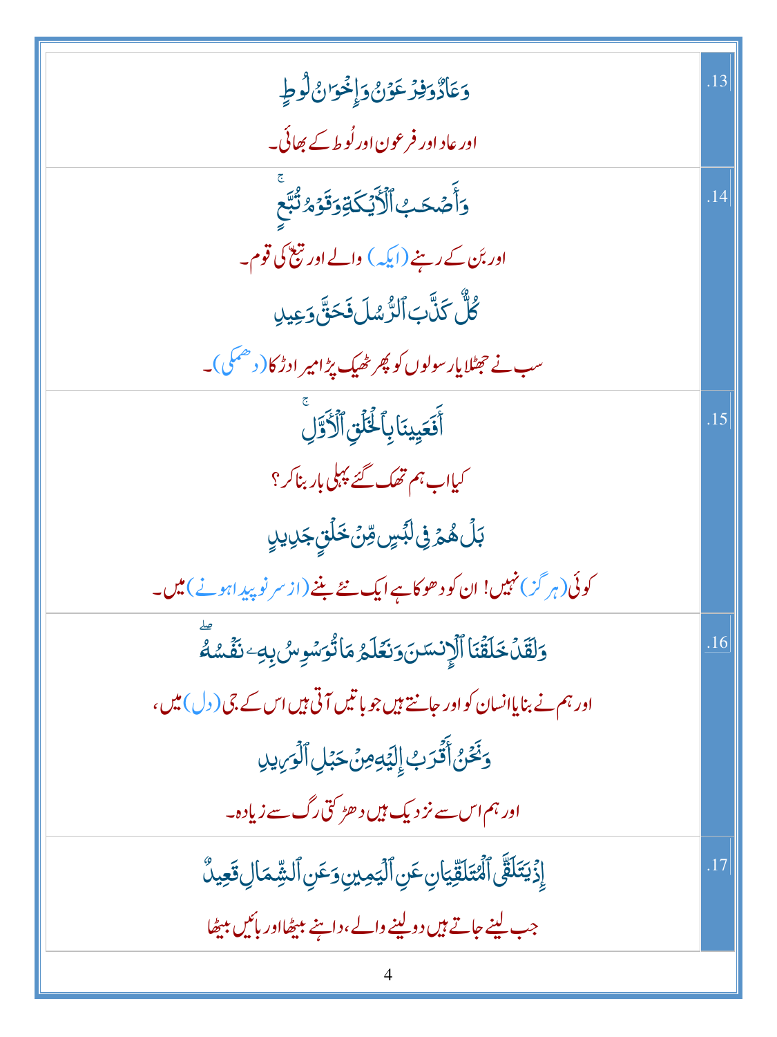| | |
|---|---|
| وَعَادٌ وَفِرۡعَوۡنُ وَإِخۡوَٰنُ لُوطٍ<br>اور عاد اور فرعون اور لُوط کے بھائی۔ | .13 |
| وَأَصۡحَٰبُ ٱلۡأَيۡكَةِ وَقَوۡمُ تُبَّعٍۚ<br>اور بَن کے رہنے (ایکہ) والے اور تبعؑ کی قوم۔<br>كُلٌّ كَذَّبَ ٱلرُّسُلَ فَحَقَّ وَعِيدِ<br>سب نے جھٹلایا رسولوں کو پھر ٹھیک پڑا میرا ڈرکا (دھمکی)۔ | .14 |
| أَفَعَيِينَا بِٱلۡخَلۡقِ ٱلۡأَوَّلِۚ<br>کیا اب ہم تھک گئے پہلی بار بنا کر؟<br>بَلۡ هُمۡ فِي لَبۡسٍ مِّنۡ خَلۡقٍ جَدِيدٍ<br>کوئی (ہرگز) نہیں! ان کو دھوکا ہے ایک نئے بننے (از سرنو پیدا ہونے) میں۔ | .15 |
| وَلَقَدۡ خَلَقۡنَا ٱلۡإِنسَٰنَ وَنَعۡلَمُ مَا تُوَسۡوِسُ بِهِۦ نَفۡسُهُۥۖ<br>اور ہم نے بنایا انسان کو اور جانتے ہیں جو باتیں آتی ہیں اس کے جی (دل) میں،<br>وَنَحۡنُ أَقۡرَبُ إِلَيۡهِ مِنۡ حَبۡلِ ٱلۡوَرِيدِ<br>اور ہم اس سے نزدیک ہیں دھڑکتی رگ سے زیادہ۔ | .16 |
| إِذۡ يَتَلَقَّى ٱلۡمُتَلَقِّيَانِ عَنِ ٱلۡيَمِينِ وَعَنِ ٱلشِّمَالِ قَعِيدٌ<br>جب لینے جاتے ہیں دو لینے والے، داہنے بیٹھا اور بائیں بیٹھا | .17 |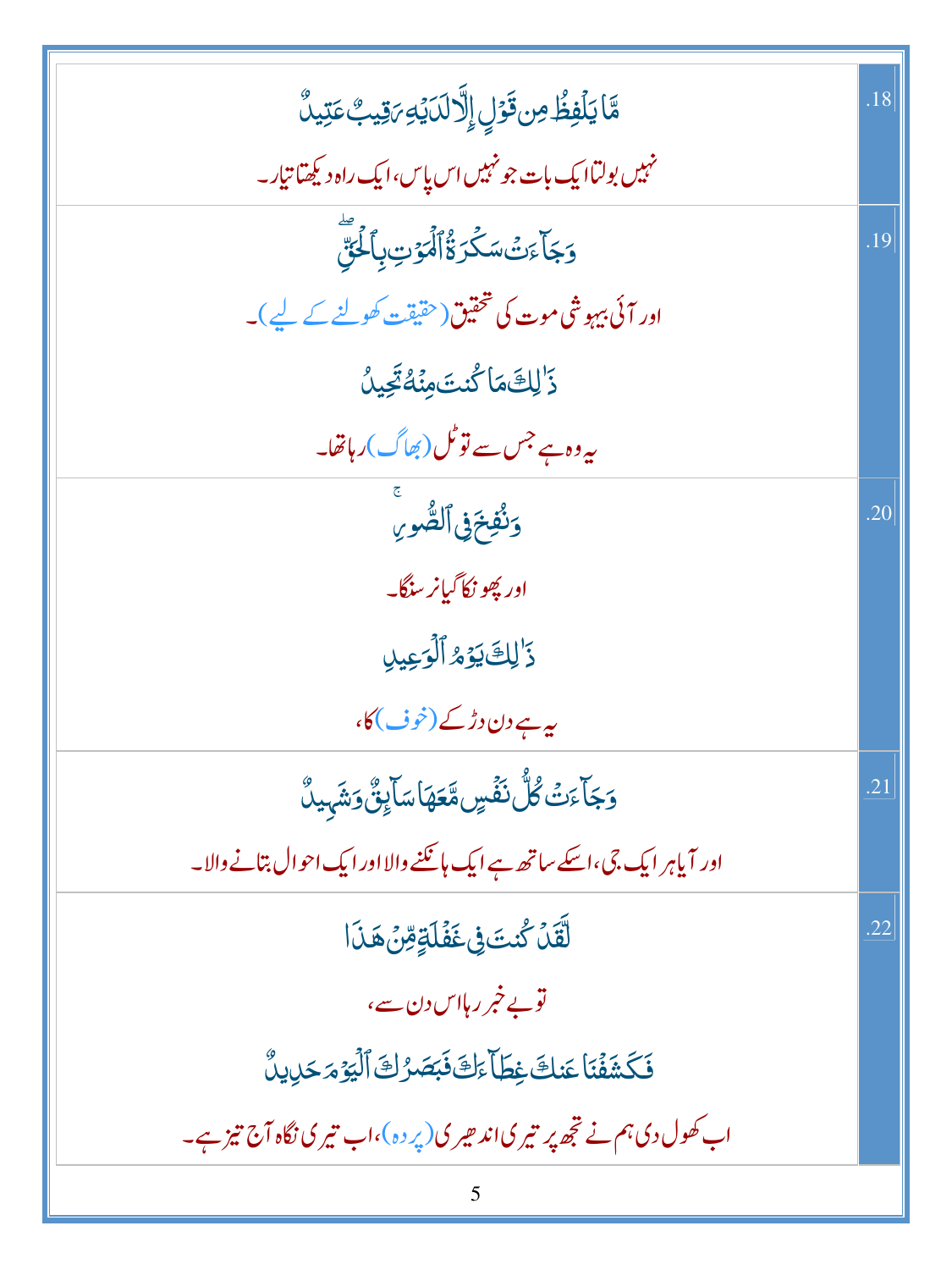| | |
|---|---|
| .18 | مَّا يَلْفِظُ مِن قَوْلٍ إِلَّا لَدَيْهِ رَقِيبٌ عَتِيدٌ<br><br>نہیں بولتا ایک بات جو نہیں اس پاس، ایک راہ دیکھتا تیار۔ |
| .19 | وَجَآءَتْ سَكْرَةُ ٱلْمَوْتِ بِٱلْحَقِّ<br><br>اور آئی بیہوشی موت کی تحقیق (حقیقت کھولنے کے لیے)۔<br><br>ذَٰلِكَ مَا كُنتَ مِنْهُ تَحِيدُ<br><br>یہ وہ ہے جس سے تو ٹل (بھاگ) رہا تھا۔ |
| .20 | وَنُفِخَ فِى ٱلصُّورِ<br><br>اور پھونکا گیا نر سنگا۔<br><br>ذَٰلِكَ يَوْمُ ٱلْوَعِيدِ<br><br>یہ ہے دن ڈر کے (خوف) کا، |
| .21 | وَجَآءَتْ كُلُّ نَفْسٍ مَّعَهَا سَآئِقٌ وَشَهِيدٌ<br><br>اور آیا ہر ایک جی، اسکے ساتھ ہے ایک ہانکنے والا اور ایک احوال بتانے والا۔ |
| .22 | لَّقَدْ كُنتَ فِى غَفْلَةٍ مِّنْ هَٰذَا<br><br>تو بے خبر رہا اس دن سے،<br><br>فَكَشَفْنَا عَنكَ غِطَآءَكَ فَبَصَرُكَ ٱلْيَوْمَ حَدِيدٌ<br><br>اب کھول دی ہم نے تجھ پر تیری اندھیری (پردہ)، اب تیری نگاہ آج تیز ہے۔ |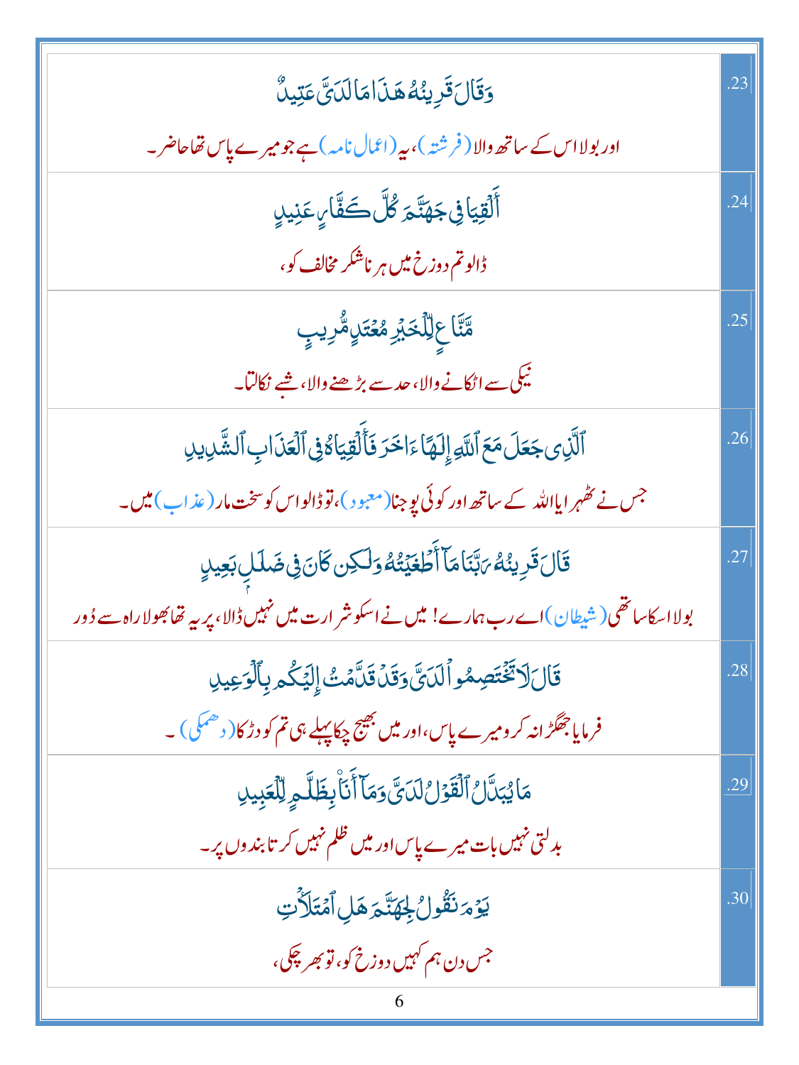| | |
|---|---|
| وَقَالَ قَرِينُهُۥ هَٰذَا مَا لَدَيَّ عَتِيدٌ<br>اور بولا اس کے ساتھ والا (فرشتہ)، یہ (اعمال نامہ) ہے جو میرے پاس تھا حاضر۔ | .23 |
| أَلْقِيَا فِي جَهَنَّمَ كُلَّ كَفَّارٍ عَنِيدٍ<br>ڈالو تم دوزخ میں ہر ناشکر مخالف کو، | .24 |
| مَّنَّاعٍ لِّلْخَيْرِ مُعْتَدٍ مُّرِيبٍ<br>نیکی سے اٹکانے والا، حد سے بڑھنے والا، شبے نکالتا۔ | .25 |
| ٱلَّذِى جَعَلَ مَعَ ٱللَّهِ إِلَٰهًا ءَاخَرَ فَأَلْقِيَاهُ فِي ٱلْعَذَابِ ٱلشَّدِيدِ<br>جس نے ٹھہرایا اللہ کے ساتھ اور کوئی پوجنا (معبود)، تو ڈالو اس کو سخت مار (عذاب) میں۔ | .26 |
| قَالَ قَرِينُهُۥ رَبَّنَا مَآ أَطْغَيْتُهُۥ وَلَٰكِن كَانَ فِي ضَلَٰلٍۭ بَعِيدٍ<br>بولا اسکا ساتھی (شیطان) اے رب ہمارے! میں نے اسکو شرارت میں نہیں ڈالا، پر یہ تھا بھولا راہ سے دُور | .27 |
| قَالَ لَا تَخْتَصِمُوا۟ لَدَيَّ وَقَدْ قَدَّمْتُ إِلَيْكُم بِٱلْوَعِيدِ<br>فرمایا جھگڑا نہ کرو میرے پاس، اور میں بھیج چکا پہلے ہی تم کو ڈر کا (دھمکی)۔ | .28 |
| مَا يُبَدَّلُ ٱلْقَوْلُ لَدَيَّ وَمَآ أَنَا۠ بِظَلَّٰمٍ لِّلْعَبِيدِ<br>بدلتی نہیں بات میرے پاس اور میں ظلم نہیں کرتا بندوں پر۔ | .29 |
| يَوْمَ نَقُولُ لِجَهَنَّمَ هَلِ ٱمْتَلَأْتِ<br>جس دن ہم کہیں دوزخ کو، تو بھر چکی، | .30 |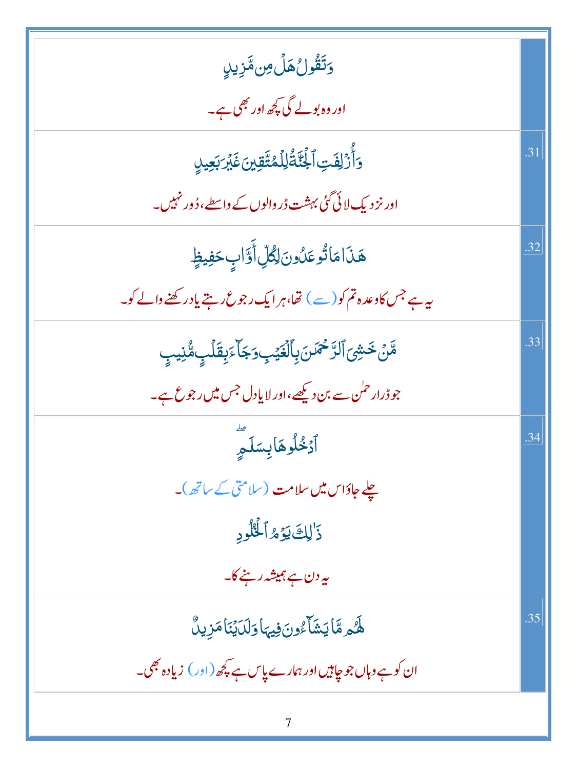| | |
|---|---|
| وَتَقُولُ هَلۡ مِن مَّزِيدٍ<br><br>اور وہ بولے گی کچھ اور بھی ہے۔ | |
| وَأُزۡلِفَتِ ٱلۡجَنَّةُ لِلۡمُتَّقِينَ غَيۡرَ بَعِيدٍ<br><br>اور نزدیک لائی گئی بہشت ڈر والوں کے واسطے، دُور نہیں۔ | .31 |
| هَٰذَا مَا تُوعَدُونَ لِكُلِّ أَوَّابٍ حَفِيظٍ<br><br>یہ ہے جس کا وعدہ تم کو (سے) تھا، ہر ایک رجوع رہتے یاد رکھنے والے کو۔ | .32 |
| مَّنۡ خَشِيَ ٱلرَّحۡمَٰنَ بِٱلۡغَيۡبِ وَجَآءَ بِقَلۡبٍ مُّنِيبٍ<br><br>جو ڈرا رحمٰن سے بن دیکھے، اور لایا دل جس میں رجوع ہے۔ | .33 |
| ٱدۡخُلُوهَا بِسَلَٰمٍ<br><br>چلے جاؤ اس میں سلامت (سلامتی کے ساتھ)۔<br><br>ذَٰلِكَ يَوۡمُ ٱلۡخُلُودِ<br><br>یہ دن ہے ہمیشہ رہنے کا۔ | .34 |
| لَهُم مَّا يَشَآءُونَ فِيهَا وَلَدَيۡنَا مَزِيدٌ<br><br>ان کو ہے وہاں جو چاہیں اور ہمارے پاس ہے کچھ (اور) زیادہ بھی۔ | .35 |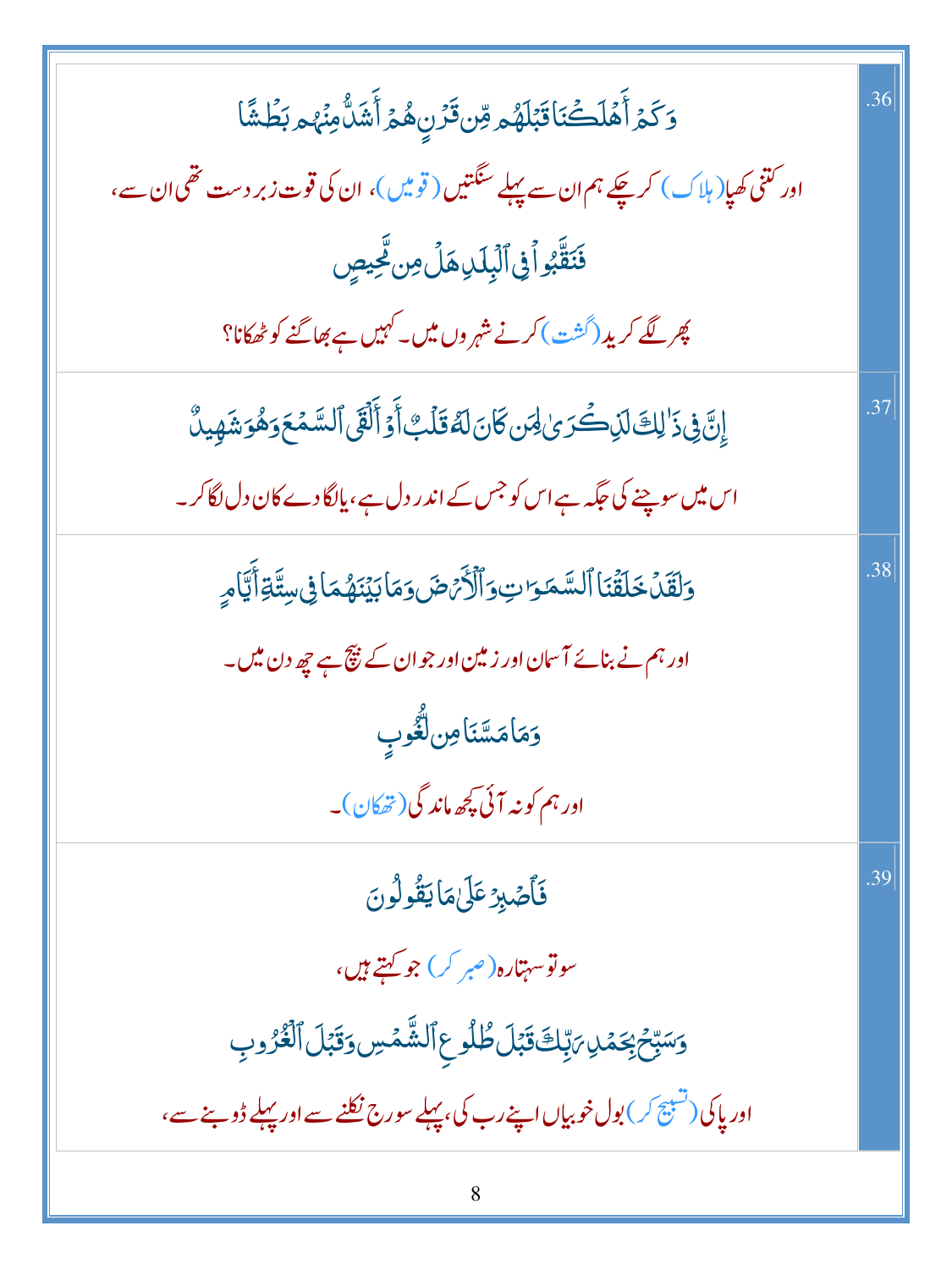| | |
|---|---|
| وَكَمْ أَهْلَكْنَا قَبْلَهُم مِّن قَرْنٍ هُمْ أَشَدُّ مِنْهُم بَطْشًا<br>اور کتنی کھپا (ہلاک) کر چکے ہم ان سے پہلے سنگتیں (قومیں)، ان کی قوت زبردست تھی ان سے،<br>فَنَقَّبُوا فِي الْبِلَادِ هَلْ مِن مَّحِيصٍ<br>پھر لگے کرید (گشت) کرنے شہروں میں۔ کہیں ہے بھاگنے کو ٹھکانا؟ | .36 |
| إِنَّ فِي ذَٰلِكَ لَذِكْرَىٰ لِمَن كَانَ لَهُ قَلْبٌ أَوْ أَلْقَى السَّمْعَ وَهُوَ شَهِيدٌ<br>اس میں سوچنے کی جگہ ہے اس کو جس کے اندر دل ہے، یا لگادے کان دل لگا کر۔ | .37 |
| وَلَقَدْ خَلَقْنَا السَّمَاوَاتِ وَالْأَرْضَ وَمَا بَيْنَهُمَا فِي سِتَّةِ أَيَّامٍ<br>اور ہم نے بنائے آسمان اور زمین اور جو ان کے بیچ ہے چھ دن میں۔<br>وَمَا مَسَّنَا مِن لُّغُوبٍ<br>اور ہم کو نہ آئی کچھ ماندگی (تھکان)۔ | .38 |
| فَاصْبِرْ عَلَىٰ مَا يَقُولُونَ<br>سو تو سہتارہ (صبر کر) جو کہتے ہیں،<br>وَسَبِّحْ بِحَمْدِ رَبِّكَ قَبْلَ طُلُوعِ الشَّمْسِ وَقَبْلَ الْغُرُوبِ<br>اور پاکی (تسبیح کر) بول خوبیاں اپنے رب کی، پہلے سورج نکلنے سے اور پہلے ڈوبنے سے، | .39 |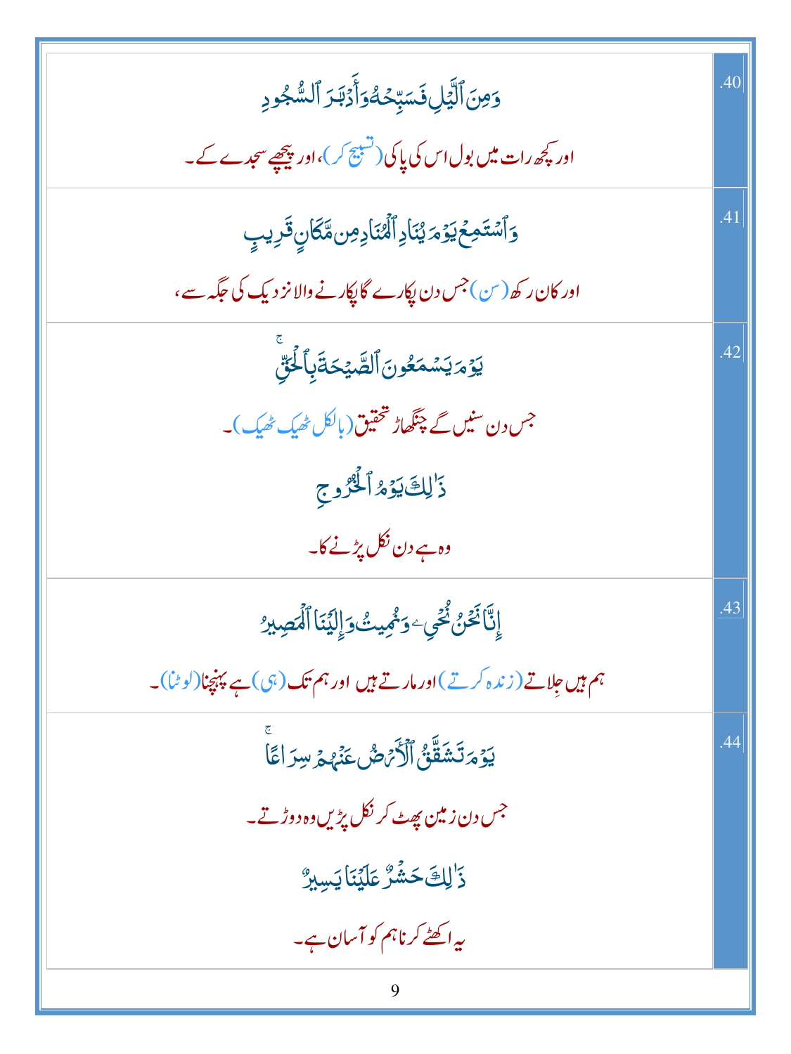| | |
|---|---|
| وَمِنَ ٱلَّيۡلِ فَسَبِّحۡهُ وَأَدۡبَٰرَ ٱلسُّجُودِ<br><br>اور کچھ رات میں بول اس کی پاکی (تسبیح کر)، اور پیچھے سجدے کے۔ | .40 |
| وَٱسۡتَمِعۡ يَوۡمَ يُنَادِ ٱلۡمُنَادِ مِن مَّكَانٖ قَرِيبٖ<br><br>اور کان رکھ (سن) جس دن پکارے گا پکارنے والا نزدیک کی جگہ سے، | .41 |
| يَوۡمَ يَسۡمَعُونَ ٱلصَّيۡحَةَ بِٱلۡحَقِّۚ<br><br>جس دن سنیں گے چنگھاڑ تحقیق (بالکل ٹھیک ٹھیک)۔<br><br>ذَٰلِكَ يَوۡمُ ٱلۡخُرُوجِ<br><br>وہ ہے دن نکل پڑنے کا۔ | .42 |
| إِنَّا نَحۡنُ نُحۡيِۦ وَنُمِيتُ وَإِلَيۡنَا ٱلۡمَصِيرُ<br><br>ہم ہیں جلاتے (زندہ کرتے) اور مارتے ہیں اور ہم تک (ہی) ہے پہنچنا (لوٹنا)۔ | .43 |
| يَوۡمَ تَشَقَّقُ ٱلۡأَرۡضُ عَنۡهُمۡ سِرَاعٗاۚ<br><br>جس دن زمین پھٹ کر نکل پڑیں وہ دوڑتے۔<br><br>ذَٰلِكَ حَشۡرٌ عَلَيۡنَا يَسِيرٞ<br><br>یہ اکھٹے کرنا ہم کو آسان ہے۔ | .44 |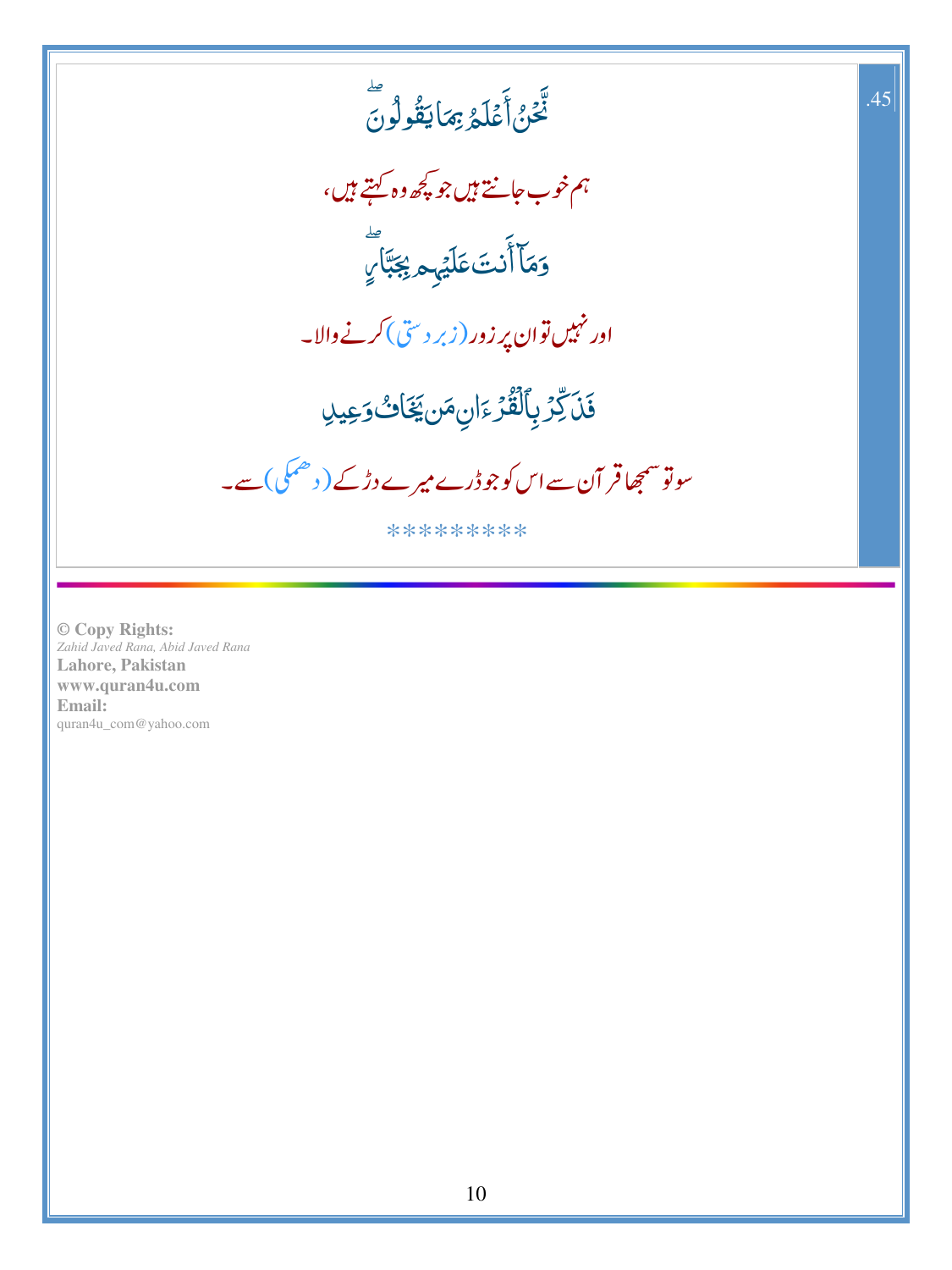.45

نَّحْنُ أَعْلَمُ بِمَا يَقُولُونَ ۖ

ہم خوب جانتے ہیں جو کچھ وہ کہتے ہیں،

وَمَآ أَنتَ عَلَيْهِم بِجَبَّارٍ ۖ

اور نہیں تو ان پر زور (زبردستی) کرنے والا۔

فَذَكِّرْ بِٱلْقُرْءَانِ مَن يَخَافُ وَعِيدِ

سو تو سمجھا قرآن سے اس کو جو ڈرے میرے ڈرکے (دھمکی) سے۔

*********

© **Copy Rights:**
*Zahid Javed Rana, Abid Javed Rana*
**Lahore, Pakistan**
**www.quran4u.com**
**Email:**
quran4u_com@yahoo.com